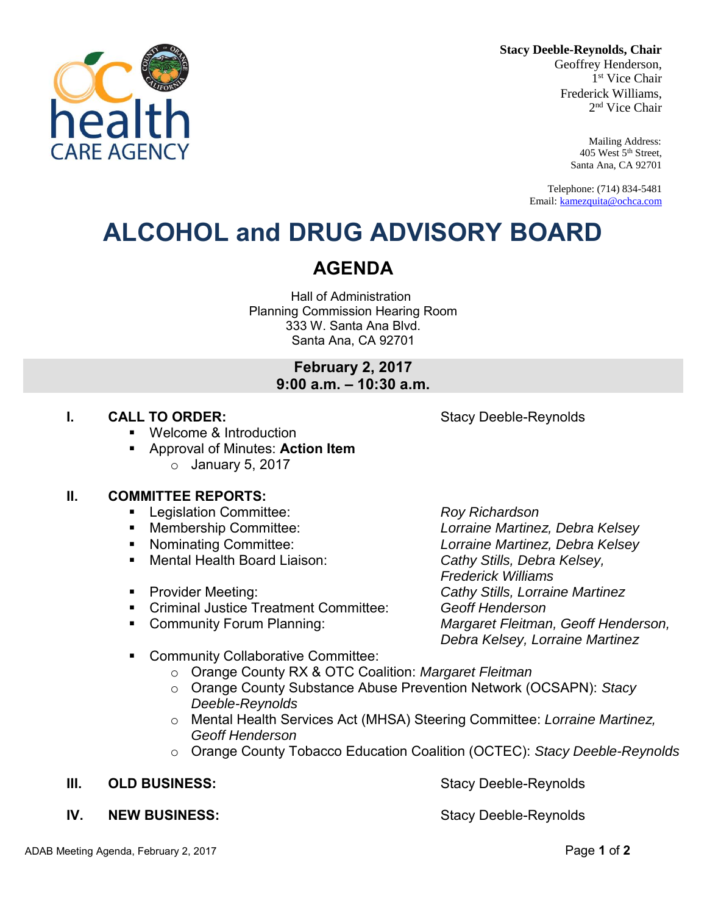**Stacy Deeble-Reynolds, Chair**
Geoffrey Henderson,
1st Vice Chair
Frederick Williams,
2nd Vice Chair

Mailing Address:
405 West 5th Street,
Santa Ana, CA 92701

Telephone: (714) 834-5481
Email: kamezquita@ochca.com

# ALCOHOL and DRUG ADVISORY BOARD

## AGENDA

Hall of Administration
Planning Commission Hearing Room
333 W. Santa Ana Blvd.
Santa Ana, CA 92701

**February 2, 2017**
**9:00 a.m. – 10:30 a.m.**

**I. CALL TO ORDER:** Stacy Deeble-Reynolds

- Welcome & Introduction
- Approval of Minutes: **Action Item**
  - January 5, 2017

**II. COMMITTEE REPORTS:**

- Legislation Committee: *Roy Richardson*
- Membership Committee: *Lorraine Martinez, Debra Kelsey*
- Nominating Committee: *Lorraine Martinez, Debra Kelsey*
- Mental Health Board Liaison: *Cathy Stills, Debra Kelsey, Frederick Williams*
- Provider Meeting: *Cathy Stills, Lorraine Martinez*
- Criminal Justice Treatment Committee: *Geoff Henderson*
- Community Forum Planning: *Margaret Fleitman, Geoff Henderson, Debra Kelsey, Lorraine Martinez*
- Community Collaborative Committee:
  - Orange County RX & OTC Coalition: *Margaret Fleitman*
  - Orange County Substance Abuse Prevention Network (OCSAPN): *Stacy Deeble-Reynolds*
  - Mental Health Services Act (MHSA) Steering Committee: *Lorraine Martinez, Geoff Henderson*
  - Orange County Tobacco Education Coalition (OCTEC): *Stacy Deeble-Reynolds*

**III. OLD BUSINESS:** Stacy Deeble-Reynolds

**IV. NEW BUSINESS:** Stacy Deeble-Reynolds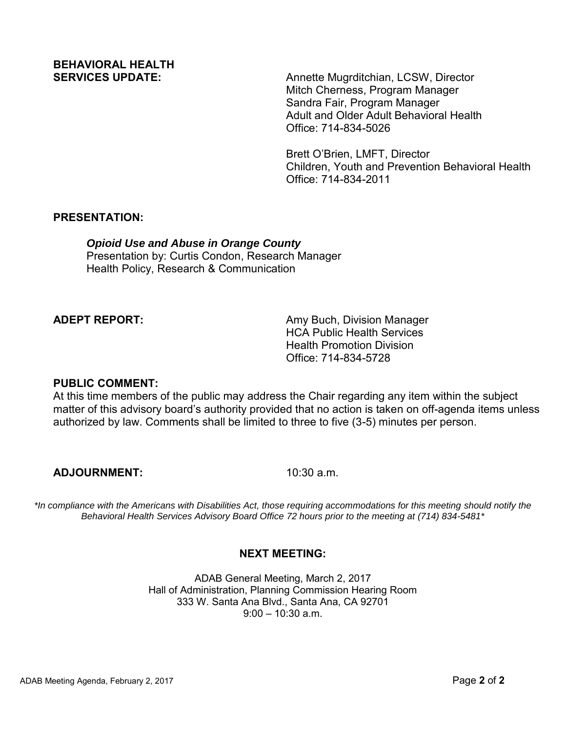**BEHAVIORAL HEALTH SERVICES UPDATE:**

Annette Mugrditchian, LCSW, Director
Mitch Cherness, Program Manager
Sandra Fair, Program Manager
Adult and Older Adult Behavioral Health
Office: 714-834-5026

Brett O'Brien, LMFT, Director
Children, Youth and Prevention Behavioral Health
Office: 714-834-2011

**PRESENTATION:**

***Opioid Use and Abuse in Orange County***
Presentation by: Curtis Condon, Research Manager
Health Policy, Research & Communication

**ADEPT REPORT:**

Amy Buch, Division Manager
HCA Public Health Services
Health Promotion Division
Office: 714-834-5728

**PUBLIC COMMENT:**

At this time members of the public may address the Chair regarding any item within the subject matter of this advisory board's authority provided that no action is taken on off-agenda items unless authorized by law. Comments shall be limited to three to five (3-5) minutes per person.

**ADJOURNMENT:** 10:30 a.m.

*\*In compliance with the Americans with Disabilities Act, those requiring accommodations for this meeting should notify the Behavioral Health Services Advisory Board Office 72 hours prior to the meeting at (714) 834-5481\**

**NEXT MEETING:**

ADAB General Meeting, March 2, 2017
Hall of Administration, Planning Commission Hearing Room
333 W. Santa Ana Blvd., Santa Ana, CA 92701
9:00 – 10:30 a.m.